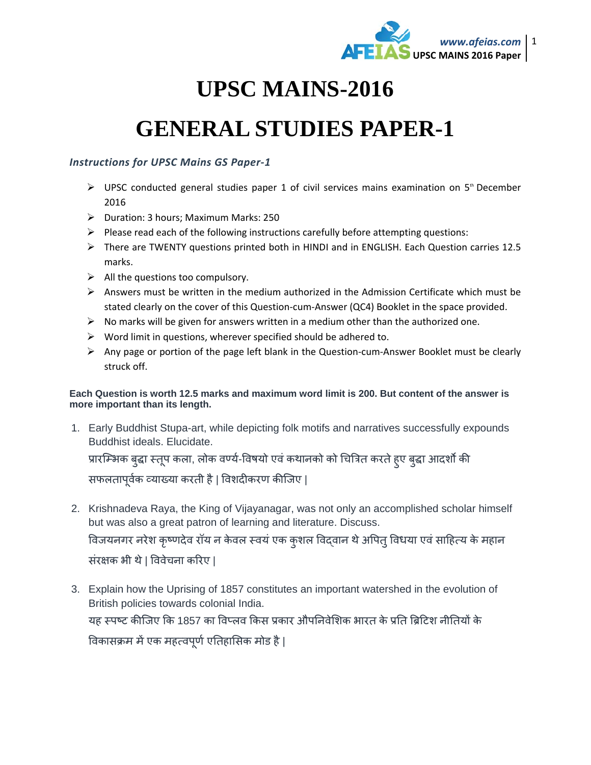# UPSC MAINS-2016

# GENERAL STUDIES PAPER-1

***Instructions for UPSC Mains GS Paper-1***

- UPSC conducted general studies paper 1 of civil services mains examination on 5th December 2016
- Duration: 3 hours; Maximum Marks: 250
- Please read each of the following instructions carefully before attempting questions:
- There are TWENTY questions printed both in HINDI and in ENGLISH. Each Question carries 12.5 marks.
- All the questions too compulsory.
- Answers must be written in the medium authorized in the Admission Certificate which must be stated clearly on the cover of this Question-cum-Answer (QC4) Booklet in the space provided.
- No marks will be given for answers written in a medium other than the authorized one.
- Word limit in questions, wherever specified should be adhered to.
- Any page or portion of the page left blank in the Question-cum-Answer Booklet must be clearly struck off.

**Each Question is worth 12.5 marks and maximum word limit is 200. But content of the answer is more important than its length.**

1. Early Buddhist Stupa-art, while depicting folk motifs and narratives successfully expounds Buddhist ideals. Elucidate.
   
   प्रारम्भिक बुद्धा स्तूप कला, लोक वर्ण्य-विषयो एवं कथानको को चित्रित करते हुए बुद्धा आदर्शो की सफलतापूर्वक व्याख्या करती है | विशदीकरण कीजिए |

2. Krishnadeva Raya, the King of Vijayanagar, was not only an accomplished scholar himself but was also a great patron of learning and literature. Discuss.
   
   विजयनगर नरेश कृष्णदेव रॉय न केवल स्वयं एक कुशल विद्वान थे अपितु विधया एवं साहित्य के महान संरक्षक भी थे | विवेचना करिए |

3. Explain how the Uprising of 1857 constitutes an important watershed in the evolution of British policies towards colonial India.
   
   यह स्पष्ट कीजिए कि 1857 का विप्लव किस प्रकार औपनिवेशिक भारत के प्रति ब्रिटिश नीतियों के विकासक्रम में एक महत्वपूर्ण एतिहासिक मोड है |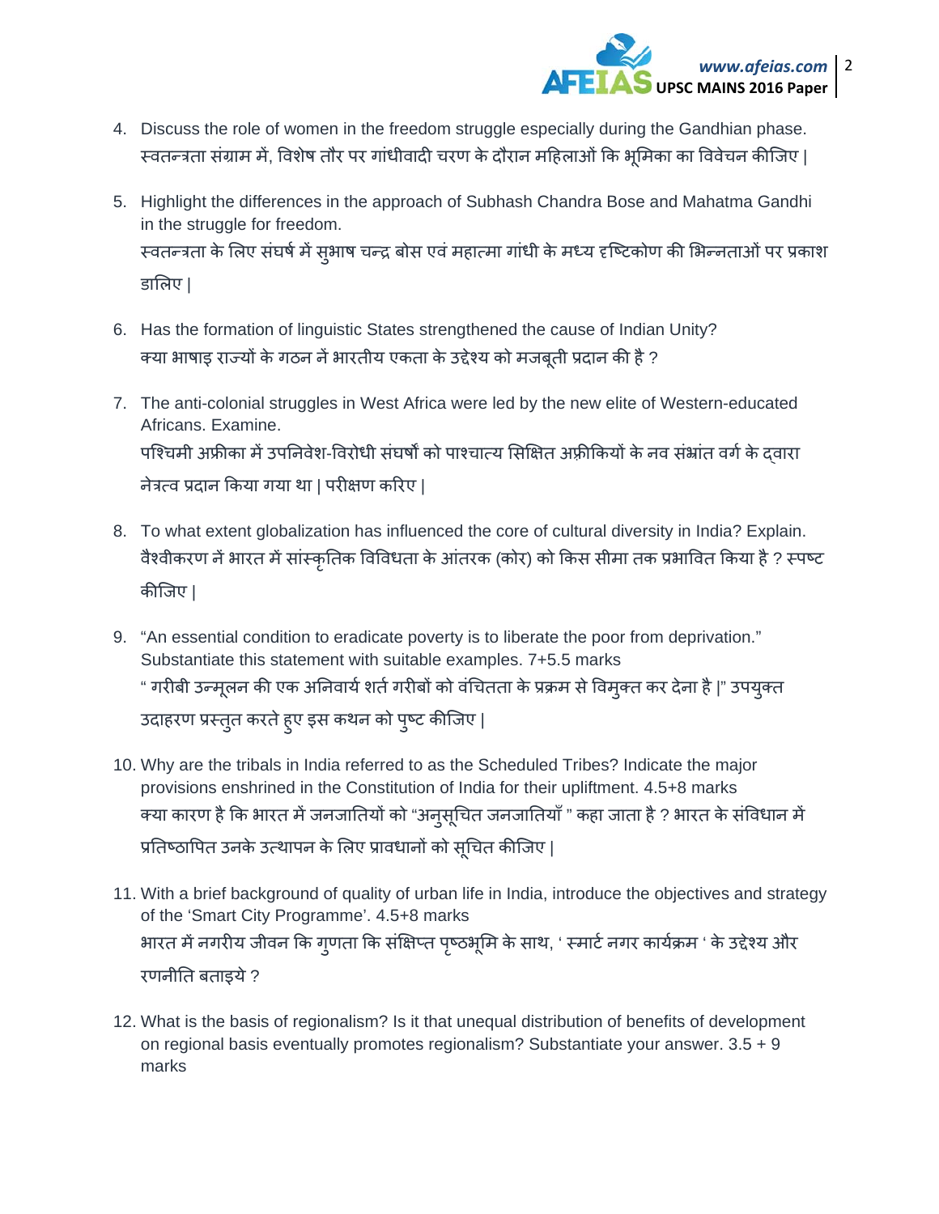4. Discuss the role of women in the freedom struggle especially during the Gandhian phase.
   स्वतन्त्रता संग्राम में, विशेष तौर पर गांधीवादी चरण के दौरान महिलाओं कि भूमिका का विवेचन कीजिए |

5. Highlight the differences in the approach of Subhash Chandra Bose and Mahatma Gandhi in the struggle for freedom.
   स्वतन्त्रता के लिए संघर्ष में सुभाष चन्द्र बोस एवं महात्मा गांधी के मध्य दृष्टिकोण की भिन्नताओं पर प्रकाश डालिए |

6. Has the formation of linguistic States strengthened the cause of Indian Unity?
   क्या भाषाइ राज्यों के गठन नें भारतीय एकता के उद्देश्य को मजबूती प्रदान की है ?

7. The anti-colonial struggles in West Africa were led by the new elite of Western-educated Africans. Examine.
   पश्चिमी अफ्रीका में उपनिवेश-विरोधी संघर्षों को पाश्चात्य सिक्षित अफ़्रीकियों के नव संभ्रांत वर्ग के द्वारा नेतृत्व प्रदान किया गया था | परीक्षण करिए |

8. To what extent globalization has influenced the core of cultural diversity in India? Explain.
   वैश्वीकरण नें भारत में सांस्कृतिक विविधता के आंतरक (कोर) को किस सीमा तक प्रभावित किया है ? स्पष्ट कीजिए |

9. "An essential condition to eradicate poverty is to liberate the poor from deprivation." Substantiate this statement with suitable examples. 7+5.5 marks
   " गरीबी उन्मूलन की एक अनिवार्य शर्त गरीबों को वंचितता के प्रक्रम से विमुक्त कर देना है |" उपयुक्त उदाहरण प्रस्तुत करते हुए इस कथन को पुष्ट कीजिए |

10. Why are the tribals in India referred to as the Scheduled Tribes? Indicate the major provisions enshrined in the Constitution of India for their upliftment. 4.5+8 marks
    क्या कारण है कि भारत में जनजातियों को "अनुसूचित जनजातियाँ " कहा जाता है ? भारत के संविधान में प्रतिष्ठापित उनके उत्थापन के लिए प्रावधानों को सूचित कीजिए |

11. With a brief background of quality of urban life in India, introduce the objectives and strategy of the 'Smart City Programme'. 4.5+8 marks
    भारत में नगरीय जीवन कि गुणता कि संक्षिप्त पृष्ठभूमि के साथ, ' स्मार्ट नगर कार्यक्रम ' के उद्देश्य और रणनीति बताइये ?

12. What is the basis of regionalism? Is it that unequal distribution of benefits of development on regional basis eventually promotes regionalism? Substantiate your answer. 3.5 + 9 marks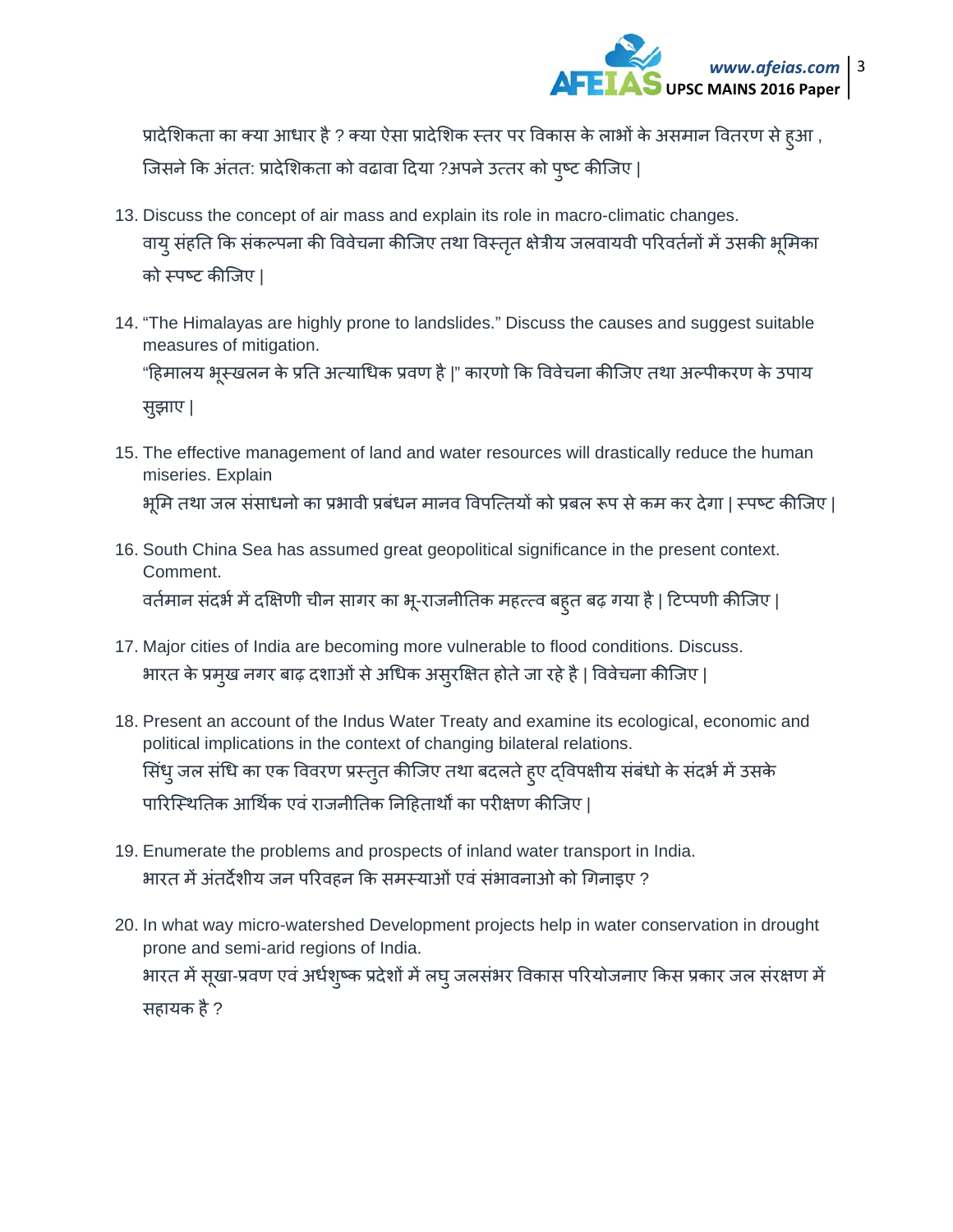प्रादेशिकता का क्या आधार है ? क्या ऐसा प्रादेशिक स्तर पर विकास के लाभों के असमान वितरण से हुआ , जिसने कि अंततः प्रादेशिकता को वढावा दिया ?अपने उत्तर को पुष्ट कीजिए |

13. Discuss the concept of air mass and explain its role in macro-climatic changes.
    वायु संहति कि संकल्पना की विवेचना कीजिए तथा विस्तृत क्षेत्रीय जलवायवी परिवर्तनों में उसकी भूमिका को स्पष्ट कीजिए |

14. "The Himalayas are highly prone to landslides." Discuss the causes and suggest suitable measures of mitigation.
    "हिमालय भूस्खलन के प्रति अत्याधिक प्रवण है |" कारणो कि विवेचना कीजिए तथा अल्पीकरण के उपाय सुझाए |

15. The effective management of land and water resources will drastically reduce the human miseries. Explain
    भूमि तथा जल संसाधनो का प्रभावी प्रबंधन मानव विपत्तियों को प्रबल रूप से कम कर देगा | स्पष्ट कीजिए |

16. South China Sea has assumed great geopolitical significance in the present context. Comment.
    वर्तमान संदर्भ में दक्षिणी चीन सागर का भू-राजनीतिक महत्त्व बहुत बढ़ गया है | टिप्पणी कीजिए |

17. Major cities of India are becoming more vulnerable to flood conditions. Discuss.
    भारत के प्रमुख नगर बाढ़ दशाओं से अधिक असुरक्षित होते जा रहे है | विवेचना कीजिए |

18. Present an account of the Indus Water Treaty and examine its ecological, economic and political implications in the context of changing bilateral relations.
    सिंधु जल संधि का एक विवरण प्रस्तुत कीजिए तथा बदलते हुए द्विपक्षीय संबंधो के संदर्भ में उसके पारिस्थितिक आर्थिक एवं राजनीतिक निहितार्थों का परीक्षण कीजिए |

19. Enumerate the problems and prospects of inland water transport in India.
    भारत में अंतर्देशीय जन परिवहन कि समस्याओं एवं संभावनाओ को गिनाइए ?

20. In what way micro-watershed Development projects help in water conservation in drought prone and semi-arid regions of India.
    भारत में सूखा-प्रवण एवं अर्धशुष्क प्रदेशों में लघु जलसंभर विकास परियोजनाए किस प्रकार जल संरक्षण में सहायक है ?